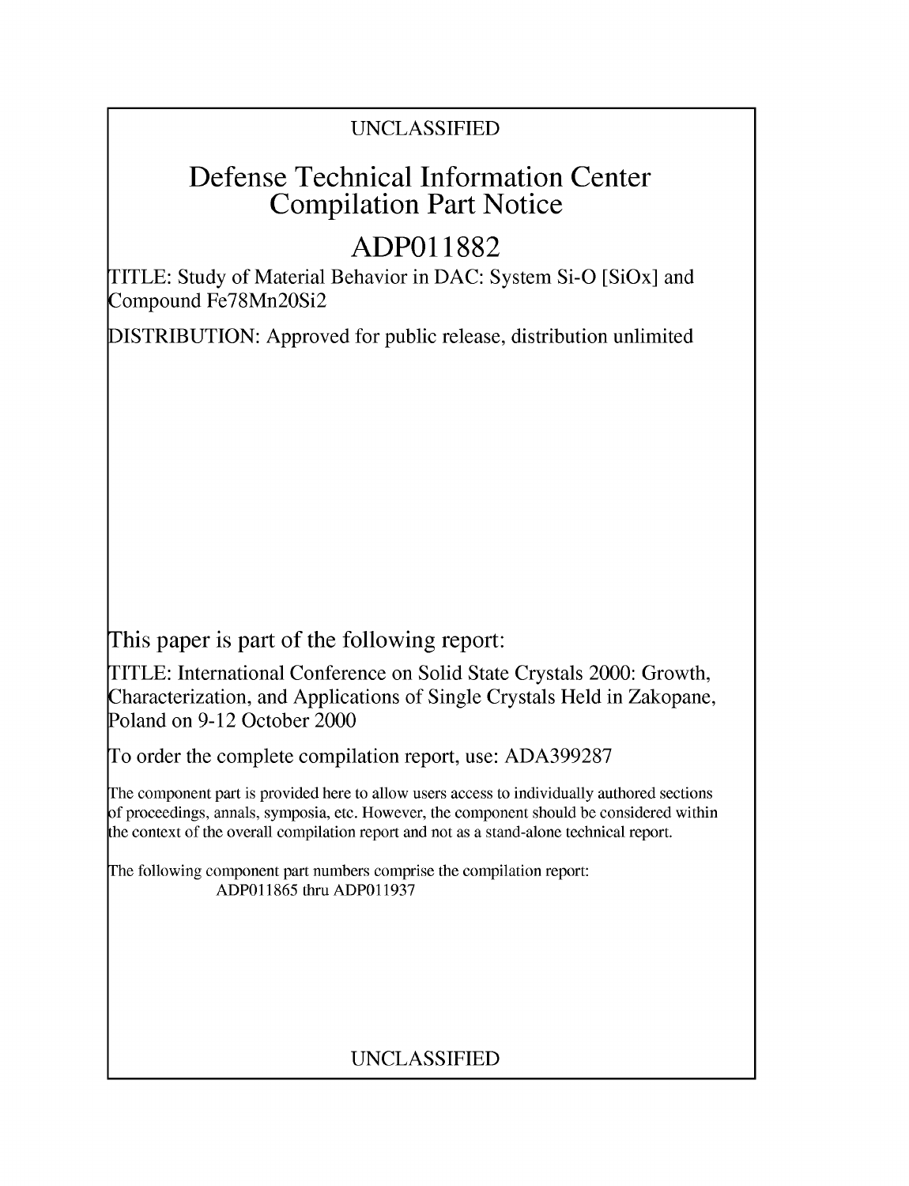UNCLASSIFIED

# Defense Technical Information Center Compilation Part Notice

## ADP011882

TITLE: Study of Material Behavior in DAC: System Si-O [SiOx] and Compound Fe78Mn20Si2

DISTRIBUTION: Approved for public release, distribution unlimited

This paper is part of the following report:

TITLE: International Conference on Solid State Crystals 2000: Growth, Characterization, and Applications of Single Crystals Held in Zakopane, Poland on 9-12 October 2000

To order the complete compilation report, use: ADA399287

The component part is provided here to allow users access to individually authored sections of proceedings, annals, symposia, etc. However, the component should be considered within the context of the overall compilation report and not as a stand-alone technical report.

The following component part numbers comprise the compilation report:
ADP011865 thru ADP011937

UNCLASSIFIED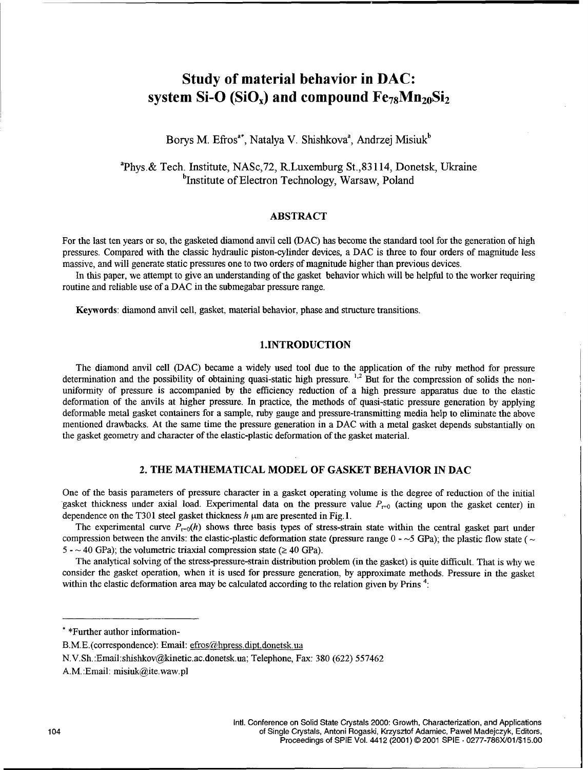# Study of material behavior in DAC: system Si-O ($SiO_x$) and compound $Fe_{78}Mn_{20}Si_2$

Borys M. Efros[a*], Natalya V. Shishkova[a], Andrzej Misiuk[b]

[a]Phys.& Tech. Institute, NASc,72, R.Luxemburg St.,83114, Donetsk, Ukraine
[b]Institute of Electron Technology, Warsaw, Poland

## ABSTRACT

For the last ten years or so, the gasketed diamond anvil cell (DAC) has become the standard tool for the generation of high pressures. Compared with the classic hydraulic piston-cylinder devices, a DAC is three to four orders of magnitude less massive, and will generate static pressures one to two orders of magnitude higher than previous devices.

In this paper, we attempt to give an understanding of the gasket behavior which will be helpful to the worker requiring routine and reliable use of a DAC in the submegabar pressure range.

**Keywords**: diamond anvil cell, gasket, material behavior, phase and structure transitions.

## 1.INTRODUCTION

The diamond anvil cell (DAC) became a widely used tool due to the application of the ruby method for pressure determination and the possibility of obtaining quasi-static high pressure. [1,2] But for the compression of solids the non-uniformity of pressure is accompanied by the efficiency reduction of a high pressure apparatus due to the elastic deformation of the anvils at higher pressure. In practice, the methods of quasi-static pressure generation by applying deformable metal gasket containers for a sample, ruby gauge and pressure-transmitting media help to eliminate the above mentioned drawbacks. At the same time the pressure generation in a DAC with a metal gasket depends substantially on the gasket geometry and character of the elastic-plastic deformation of the gasket material.

## 2. THE MATHEMATICAL MODEL OF GASKET BEHAVIOR IN DAC

One of the basis parameters of pressure character in a gasket operating volume is the degree of reduction of the initial gasket thickness under axial load. Experimental data on the pressure value $P_{r=0}$ (acting upon the gasket center) in dependence on the T301 steel gasket thickness $h$ μm are presented in Fig.1.

The experimental curve $P_{r=0}(h)$ shows three basis types of stress-strain state within the central gasket part under compression between the anvils: the elastic-plastic deformation state (pressure range 0 - ~5 GPa); the plastic flow state ( ~ 5 - ~ 40 GPa); the volumetric triaxial compression state (≥ 40 GPa).

The analytical solving of the stress-pressure-strain distribution problem (in the gasket) is quite difficult. That is why we consider the gasket operation, when it is used for pressure generation, by approximate methods. Pressure in the gasket within the elastic deformation area may be calculated according to the relation given by Prins [4]:

* *Further author information-

B.M.E.(correspondence): Email: efros@hpress.dipt.donetsk.ua

N.V.Sh.:Email:shishkov@kinetic.ac.donetsk.ua; Telephone, Fax: 380 (622) 557462

A.M.:Email: misiuk@ite.waw.pl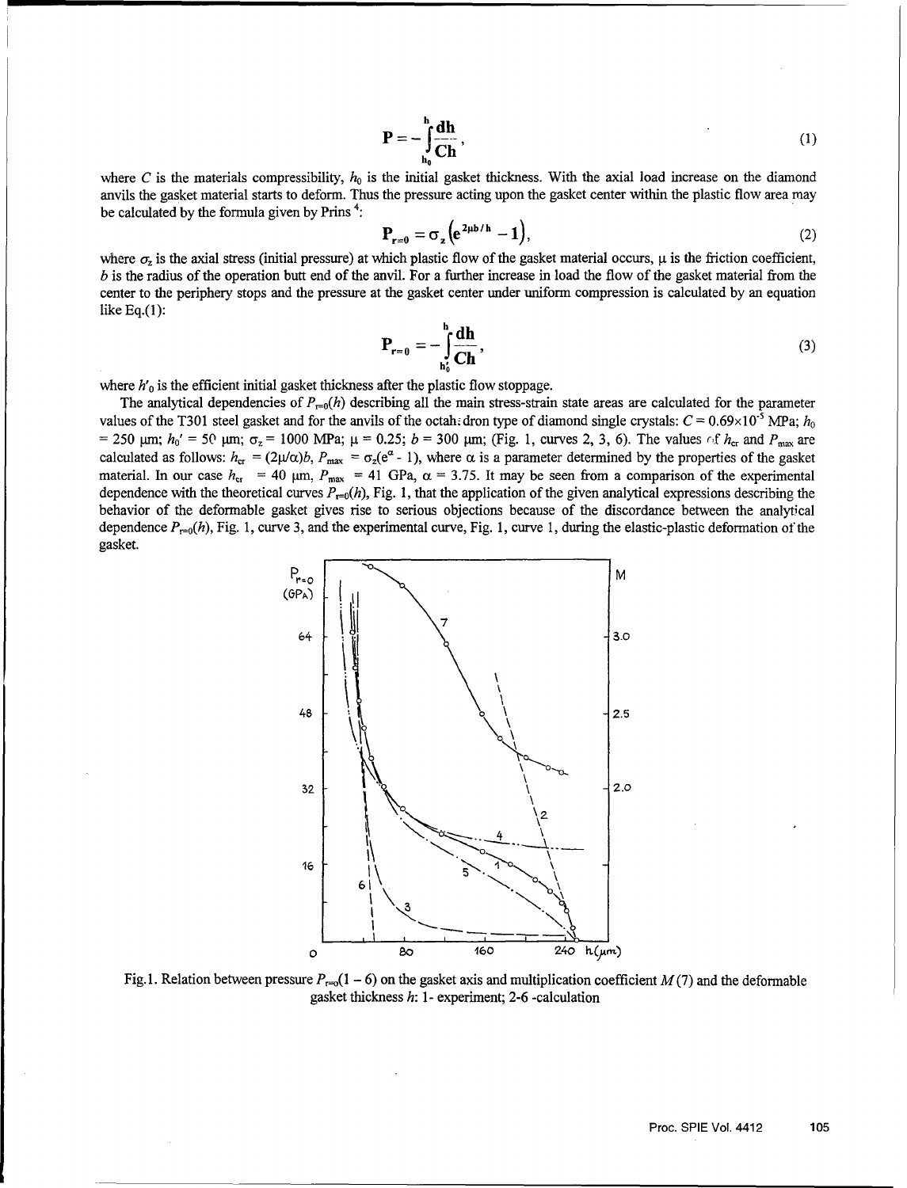$$\mathbf{P} = -\int_{h_0}^{h} \frac{\mathbf{dh}}{\mathbf{Ch}}, \tag{1}$$

where $C$ is the materials compressibility, $h_0$ is the initial gasket thickness. With the axial load increase on the diamond anvils the gasket material starts to deform. Thus the pressure acting upon the gasket center within the plastic flow area may be calculated by the formula given by Prins [4]:

$$\mathbf{P}_{r=0} = \sigma_z \left(e^{2\mu b/h} - 1\right), \tag{2}$$

where $\sigma_z$ is the axial stress (initial pressure) at which plastic flow of the gasket material occurs, $\mu$ is the friction coefficient, $b$ is the radius of the operation butt end of the anvil. For a further increase in load the flow of the gasket material from the center to the periphery stops and the pressure at the gasket center under uniform compression is calculated by an equation like Eq.(1):

$$\mathbf{P}_{r=0} = -\int_{h_0'}^{h} \frac{\mathbf{dh}}{\mathbf{Ch}}, \tag{3}$$

where $h'_0$ is the efficient initial gasket thickness after the plastic flow stoppage.

The analytical dependencies of $P_{r=0}(h)$ describing all the main stress-strain state areas are calculated for the parameter values of the T301 steel gasket and for the anvils of the octahedron type of diamond single crystals: $C = 0.69\times10^{-5}$ MPa; $h_0 = 250$ µm; $h_0' = 50$ µm; $\sigma_z = 1000$ MPa; $\mu = 0.25$; $b = 300$ µm; (Fig. 1, curves 2, 3, 6). The values of $h_{cr}$ and $P_{max}$ are calculated as follows: $h_{cr} = (2\mu/\alpha)b$, $P_{max} = \sigma_z(e^{\alpha} - 1)$, where $\alpha$ is a parameter determined by the properties of the gasket material. In our case $h_{cr} = 40$ µm, $P_{max} = 41$ GPa, $\alpha = 3.75$. It may be seen from a comparison of the experimental dependence with the theoretical curves $P_{r=0}(h)$, Fig. 1, that the application of the given analytical expressions describing the behavior of the deformable gasket gives rise to serious objections because of the discordance between the analytical dependence $P_{r=0}(h)$, Fig. 1, curve 3, and the experimental curve, Fig. 1, curve 1, during the elastic-plastic deformation of the gasket.

Fig.1. Relation between pressure $P_{r=0}(1-6)$ on the gasket axis and multiplication coefficient $M$ (7) and the deformable gasket thickness $h$: 1- experiment; 2-6 -calculation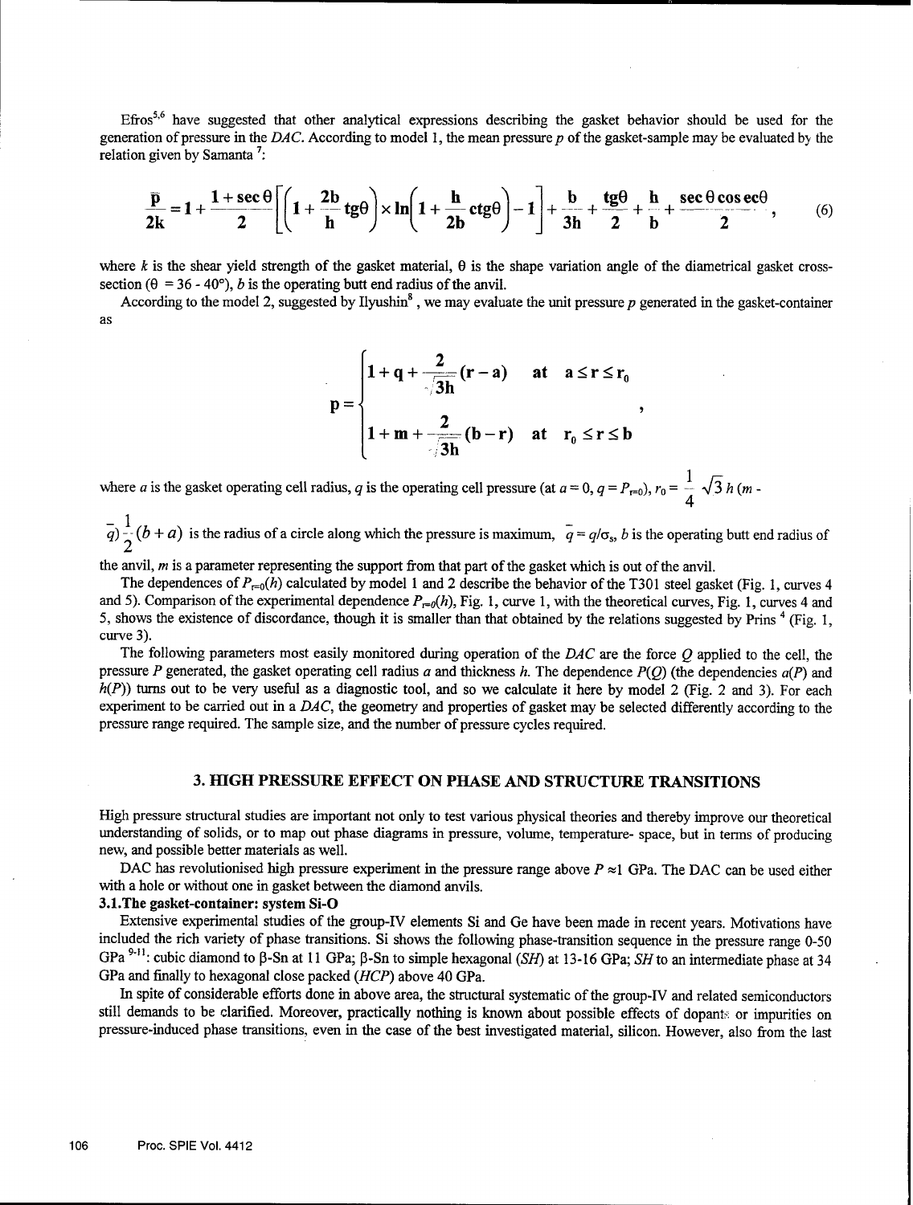Efros[5,6] have suggested that other analytical expressions describing the gasket behavior should be used for the generation of pressure in the *DAC*. According to model 1, the mean pressure $p$ of the gasket-sample may be evaluated by the relation given by Samanta [7]:

$$\frac{\bar{p}}{2k} = 1 + \frac{1+\sec\theta}{2}\left[\left(1+\frac{2b}{h}\mathrm{tg}\theta\right)\times\ln\left(1+\frac{h}{2b}\mathrm{ctg}\theta\right)-1\right] + \frac{b}{3h} + \frac{\mathrm{tg}\theta}{2} + \frac{h}{b} + \frac{\sec\theta\,\mathrm{cosec}\theta}{2}, \quad (6)$$

where $k$ is the shear yield strength of the gasket material, $\theta$ is the shape variation angle of the diametrical gasket cross-section ($\theta$ = 36 - 40°), $b$ is the operating butt end radius of the anvil.

According to the model 2, suggested by Ilyushin[8], we may evaluate the unit pressure $p$ generated in the gasket-container as

$$p = \begin{cases} 1 + q + \dfrac{2}{\sqrt{3}h}(r-a) & \text{at} \quad a \le r \le r_0 \\ 1 + m + \dfrac{2}{\sqrt{3}h}(b-r) & \text{at} \quad r_0 \le r \le b \end{cases},$$

where $a$ is the gasket operating cell radius, $q$ is the operating cell pressure (at $a = 0$, $q = P_{r=0}$), $r_0 = \frac{1}{4}\sqrt{3}\,h\,(m - \bar{q})\frac{1}{2}(b+a)$ is the radius of a circle along which the pressure is maximum, $\bar{q} = q/\sigma_s$, $b$ is the operating butt end radius of the anvil, $m$ is a parameter representing the support from that part of the gasket which is out of the anvil.

The dependences of $P_{r=0}(h)$ calculated by model 1 and 2 describe the behavior of the T301 steel gasket (Fig. 1, curves 4 and 5). Comparison of the experimental dependence $P_{r=0}(h)$, Fig. 1, curve 1, with the theoretical curves, Fig. 1, curves 4 and 5, shows the existence of discordance, though it is smaller than that obtained by the relations suggested by Prins [4] (Fig. 1, curve 3).

The following parameters most easily monitored during operation of the *DAC* are the force $Q$ applied to the cell, the pressure $P$ generated, the gasket operating cell radius $a$ and thickness $h$. The dependence $P(Q)$ (the dependencies $a(P)$ and $h(P)$) turns out to be very useful as a diagnostic tool, and so we calculate it here by model 2 (Fig. 2 and 3). For each experiment to be carried out in a *DAC*, the geometry and properties of gasket may be selected differently according to the pressure range required. The sample size, and the number of pressure cycles required.

## 3. HIGH PRESSURE EFFECT ON PHASE AND STRUCTURE TRANSITIONS

High pressure structural studies are important not only to test various physical theories and thereby improve our theoretical understanding of solids, or to map out phase diagrams in pressure, volume, temperature- space, but in terms of producing new, and possible better materials as well.

DAC has revolutionised high pressure experiment in the pressure range above $P \approx 1$ GPa. The DAC can be used either with a hole or without one in gasket between the diamond anvils.

### 3.1. The gasket-container: system Si-O

Extensive experimental studies of the group-IV elements Si and Ge have been made in recent years. Motivations have included the rich variety of phase transitions. Si shows the following phase-transition sequence in the pressure range 0-50 GPa [9-11]: cubic diamond to β-Sn at 11 GPa; β-Sn to simple hexagonal (*SH*) at 13-16 GPa; *SH* to an intermediate phase at 34 GPa and finally to hexagonal close packed (*HCP*) above 40 GPa.

In spite of considerable efforts done in above area, the structural systematic of the group-IV and related semiconductors still demands to be clarified. Moreover, practically nothing is known about possible effects of dopants or impurities on pressure-induced phase transitions, even in the case of the best investigated material, silicon. However, also from the last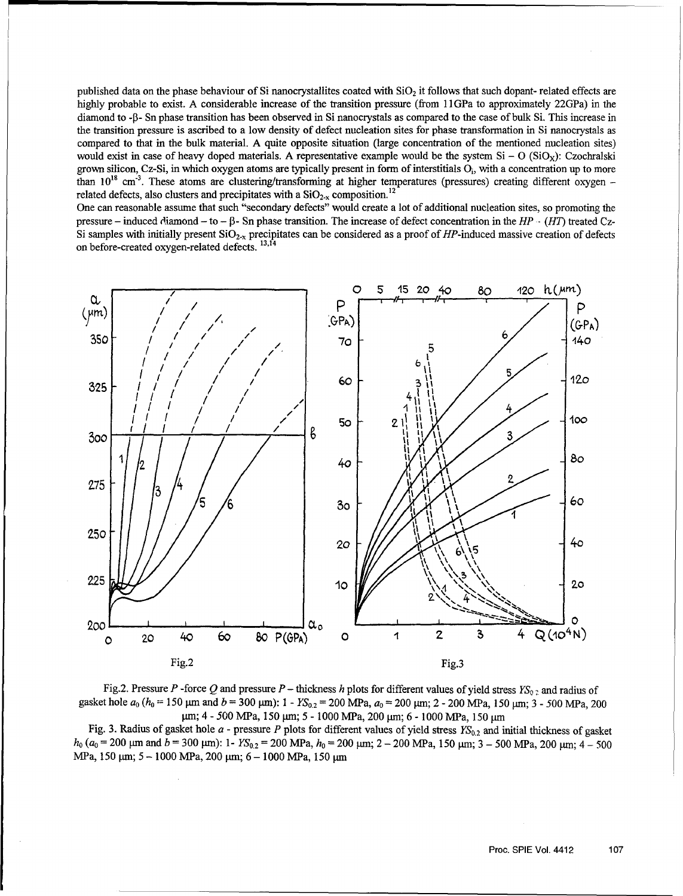published data on the phase behaviour of Si nanocrystallites coated with $SiO_2$ it follows that such dopant- related effects are highly probable to exist. A considerable increase of the transition pressure (from 11GPa to approximately 22GPa) in the diamond to -β- Sn phase transition has been observed in Si nanocrystals as compared to the case of bulk Si. This increase in the transition pressure is ascribed to a low density of defect nucleation sites for phase transformation in Si nanocrystals as compared to that in the bulk material. A quite opposite situation (large concentration of the mentioned nucleation sites) would exist in case of heavy doped materials. A representative example would be the system Si – O ($SiO_X$): Czochralski grown silicon, Cz-Si, in which oxygen atoms are typically present in form of interstitials $O_i$, with a concentration up to more than $10^{18}$ $cm^{-3}$. These atoms are clustering/transforming at higher temperatures (pressures) creating different oxygen – related defects, also clusters and precipitates with a $SiO_{2-x}$ composition.[12]

One can reasonable assume that such "secondary defects" would create a lot of additional nucleation sites, so promoting the pressure – induced diamond – to – β- Sn phase transition. The increase of defect concentration in the *HP* - (*HT*) treated Cz-Si samples with initially present $SiO_{2-x}$ precipitates can be considered as a proof of *HP*-induced massive creation of defects on before-created oxygen-related defects.[13,14]

Fig.2 Fig.3

Fig.2. Pressure *P* -force *Q* and pressure *P* – thickness *h* plots for different values of yield stress $YS_{0.2}$ and radius of gasket hole $a_0$ ($h_0$ = 150 μm and *b* = 300 μm): 1 - $YS_{0.2}$ = 200 MPa, $a_0$ = 200 μm; 2 - 200 MPa, 150 μm; 3 - 500 MPa, 200 μm; 4 - 500 MPa, 150 μm; 5 - 1000 MPa, 200 μm; 6 - 1000 MPa, 150 μm

Fig. 3. Radius of gasket hole *a* - pressure *P* plots for different values of yield stress $YS_{0.2}$ and initial thickness of gasket $h_0$ ($a_0$ = 200 μm and *b* = 300 μm): 1- $YS_{0.2}$ = 200 MPa, $h_0$ = 200 μm; 2 – 200 MPa, 150 μm; 3 – 500 MPa, 200 μm; 4 – 500 MPa, 150 μm; 5 – 1000 MPa, 200 μm; 6 – 1000 MPa, 150 μm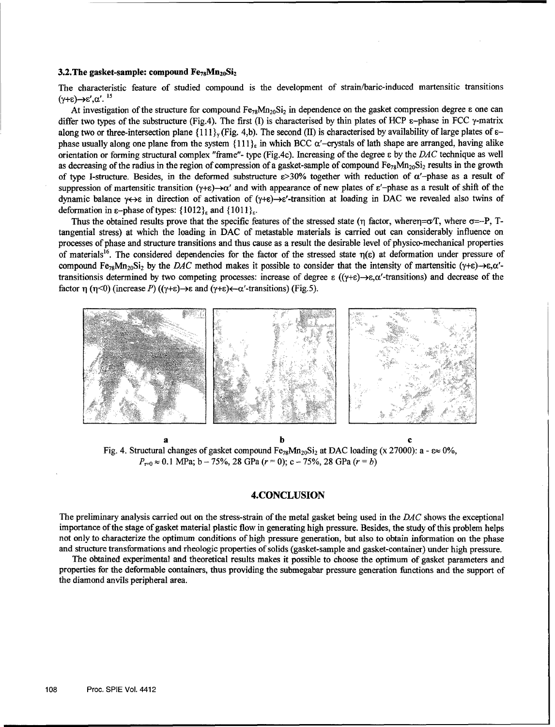### 3.2. The gasket-sample: compound $Fe_{78}Mn_{20}Si_2$

The characteristic feature of studied compound is the development of strain/baric-induced martensitic transitions $(\gamma+\varepsilon)\rightarrow\varepsilon',\alpha'$. [15]

At investigation of the structure for compound $Fe_{78}Mn_{20}Si_2$ in dependence on the gasket compression degree $\varepsilon$ one can differ two types of the substructure (Fig.4). The first (I) is characterised by thin plates of HCP $\varepsilon$–phase in FCC $\gamma$-matrix along two or three-intersection plane $\{111\}_\gamma$ (Fig. 4,b). The second (II) is characterised by availability of large plates of $\varepsilon$–phase usually along one plane from the system $\{111\}_\varepsilon$ in which BCC $\alpha'$–crystals of lath shape are arranged, having alike orientation or forming structural complex "frame"- type (Fig.4c). Increasing of the degree $\varepsilon$ by the *DAC* technique as well as decreasing of the radius in the region of compression of a gasket-sample of compound $Fe_{78}Mn_{20}Si_2$ results in the growth of type I-structure. Besides, in the deformed substructure $\varepsilon$>30% together with reduction of $\alpha'$–phase as a result of suppression of martensitic transition $(\gamma+\varepsilon)\rightarrow\alpha'$ and with appearance of new plates of $\varepsilon'$–phase as a result of shift of the dynamic balance $\gamma\leftrightarrow\varepsilon$ in direction of activation of $(\gamma+\varepsilon)\rightarrow\varepsilon'$-transition at loading in DAC we revealed also twins of deformation in $\varepsilon$–phase of types: $\{1012\}_\varepsilon$ and $\{1011\}_\varepsilon$.

Thus the obtained results prove that the specific features of the stressed state ($\eta$ factor, where$\eta=\sigma/T$, where $\sigma=-P$, T-tangential stress) at which the loading in DAC of metastable materials is carried out can considerably influence on processes of phase and structure transitions and thus cause as a result the desirable level of physico-mechanical properties of materials[16]. The considered dependencies for the factor of the stressed state $\eta(\varepsilon)$ at deformation under pressure of compound $Fe_{78}Mn_{20}Si_2$ by the *DAC* method makes it possible to consider that the intensity of martensitic $(\gamma+\varepsilon)\rightarrow\varepsilon,\alpha'$-transitionsis determined by two competing processes: increase of degree $\varepsilon$ ($(\gamma+\varepsilon)\rightarrow\varepsilon,\alpha'$-transitions) and decrease of the factor $\eta$ ($\eta$<0) (increase *P*) ($(\gamma+\varepsilon)\rightarrow\varepsilon$ and $(\gamma+\varepsilon)\leftarrow\alpha'$-transitions) (Fig.5).

a b c

Fig. 4. Structural changes of gasket compound $Fe_{78}Mn_{20}Si_2$ at DAC loading (x 27000): a - $\varepsilon\approx$ 0%, $P_{r=0}\approx$ 0.1 MPa; b – 75%, 28 GPa ($r$ = 0); c – 75%, 28 GPa ($r$ = $b$)

## 4. CONCLUSION

The preliminary analysis carried out on the stress-strain of the metal gasket being used in the *DAC* shows the exceptional importance of the stage of gasket material plastic flow in generating high pressure. Besides, the study of this problem helps not only to characterize the optimum conditions of high pressure generation, but also to obtain information on the phase and structure transformations and rheologic properties of solids (gasket-sample and gasket-container) under high pressure.

The obtained experimental and theoretical results makes it possible to choose the optimum of gasket parameters and properties for the deformable containers, thus providing the submegabar pressure generation functions and the support of the diamond anvils peripheral area.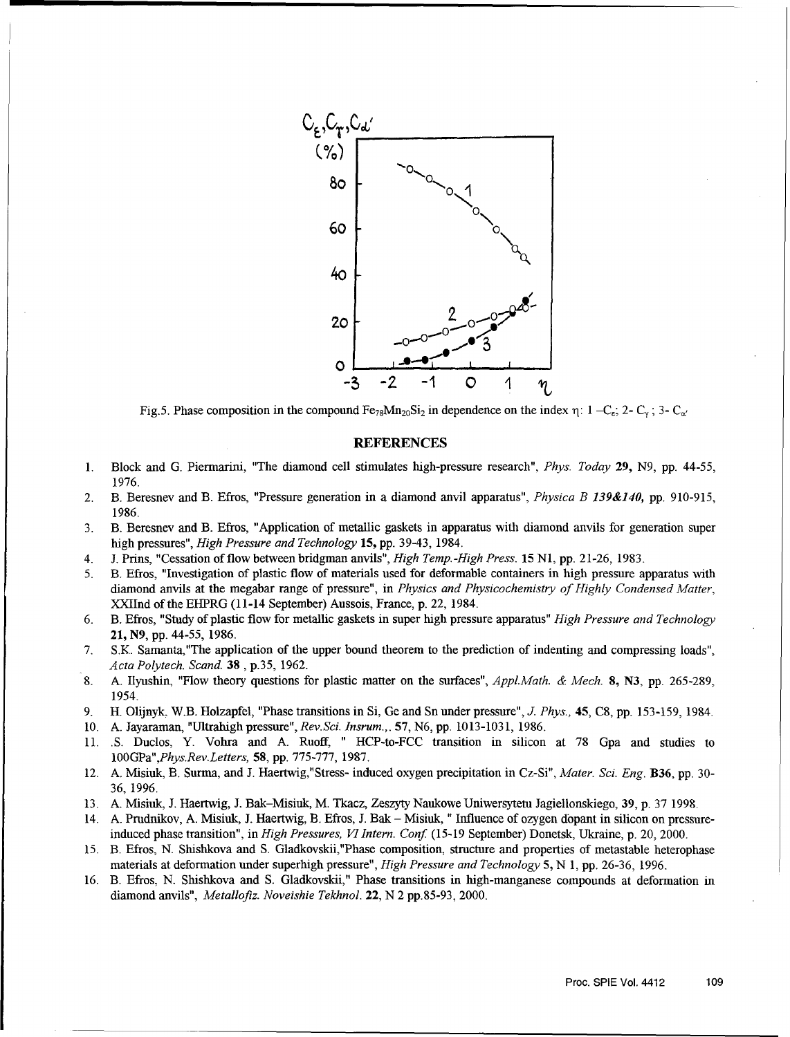$C_\varepsilon, C_\gamma, C_{\alpha'}$ (%)

80

60

40

20

0

-3 -2 -1 0 1 $\eta$

1

2

3

Fig.5. Phase composition in the compound $Fe_{78}Mn_{20}Si_2$ in dependence on the index $\eta$: 1 $-C_\varepsilon$; 2- $C_\gamma$ ; 3- $C_{\alpha'}$

## REFERENCES

1. Block and G. Piermarini, "The diamond cell stimulates high-pressure research", *Phys. Today* **29,** N9, pp. 44-55, 1976.
2. B. Beresnev and B. Efros, "Pressure generation in a diamond anvil apparatus", *Physica B* ***139&140,*** pp. 910-915, 1986.
3. B. Beresnev and B. Efros, "Application of metallic gaskets in apparatus with diamond anvils for generation super high pressures", *High Pressure and Technology* **15,** pp. 39-43, 1984.
4. J. Prins, "Cessation of flow between bridgman anvils", *High Temp.-High Press.* **15** N1, pp. 21-26, 1983.
5. B. Efros, "Investigation of plastic flow of materials used for deformable containers in high pressure apparatus with diamond anvils at the megabar range of pressure", in *Physics and Physicochemistry of Highly Condensed Matter*, XXIInd of the EHPRG (11-14 September) Aussois, France, p. 22, 1984.
6. B. Efros, "Study of plastic flow for metallic gaskets in super high pressure apparatus" *High Pressure and Technology* **21, N9**, pp. 44-55, 1986.
7. S.K. Samanta,"The application of the upper bound theorem to the prediction of indenting and compressing loads", *Acta Polytech. Scand.* **38** , p.35, 1962.
8. A. Ilyushin, "Flow theory questions for plastic matter on the surfaces", *Appl.Math. & Mech.* **8, N3**, pp. 265-289, 1954.
9. H. Olijnyk, W.B. Holzapfel, "Phase transitions in Si, Ge and Sn under pressure", *J. Phys.,* **45**, C8, pp. 153-159, 1984.
10. A. Jayaraman, "Ultrahigh pressure", *Rev.Sci. Insrum.,*. **57**, N6, pp. 1013-1031, 1986.
11. .S. Duclos, Y. Vohra and A. Ruoff, " HCP-to-FCC transition in silicon at 78 Gpa and studies to 100GPa",*Phys.Rev.Letters,* **58**, pp. 775-777, 1987.
12. A. Misiuk, B. Surma, and J. Haertwig,"Stress- induced oxygen precipitation in Cz-Si", *Mater. Sci. Eng.* **B36**, pp. 30-36, 1996.
13. A. Misiuk, J. Haertwig, J. Bak–Misiuk, M. Tkacz, Zeszyty Naukowe Uniwersytetu Jagiellonskiego, **39**, p. 37 1998.
14. A. Prudnikov, A. Misiuk, J. Haertwig, B. Efros, J. Bak – Misiuk, " Influence of ozygen dopant in silicon on pressure-induced phase transition", in *High Pressures, VI Intern. Conf.* (15-19 September) Donetsk, Ukraine, p. 20, 2000.
15. B. Efros, N. Shishkova and S. Gladkovskii,"Phase composition, structure and properties of metastable heterophase materials at deformation under superhigh pressure", *High Pressure and Technology* **5,** N 1, pp. 26-36, 1996.
16. B. Efros, N. Shishkova and S. Gladkovskii," Phase transitions in high-manganese compounds at deformation in diamond anvils", *Metallofiz. Noveishie Tekhnol.* **22,** N 2 pp.85-93, 2000.